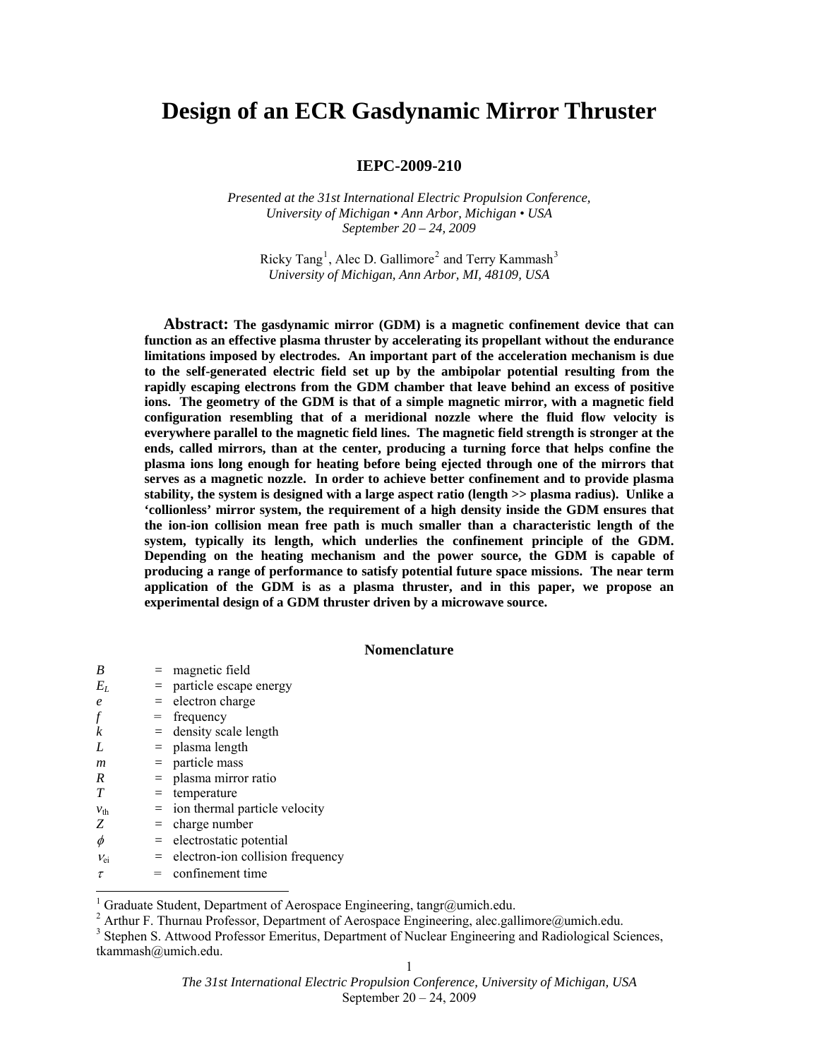# Design of an ECR Gasdynamic Mirror Thruster

**IEPC-2009-210**

*Presented at the 31st International Electric Propulsion Conference,*
*University of Michigan • Ann Arbor, Michigan • USA*
*September 20 – 24, 2009*

Ricky Tang[1], Alec D. Gallimore[2] and Terry Kammash[3]
*University of Michigan, Ann Arbor, MI, 48109, USA*

**Abstract: The gasdynamic mirror (GDM) is a magnetic confinement device that can function as an effective plasma thruster by accelerating its propellant without the endurance limitations imposed by electrodes. An important part of the acceleration mechanism is due to the self-generated electric field set up by the ambipolar potential resulting from the rapidly escaping electrons from the GDM chamber that leave behind an excess of positive ions. The geometry of the GDM is that of a simple magnetic mirror, with a magnetic field configuration resembling that of a meridional nozzle where the fluid flow velocity is everywhere parallel to the magnetic field lines. The magnetic field strength is stronger at the ends, called mirrors, than at the center, producing a turning force that helps confine the plasma ions long enough for heating before being ejected through one of the mirrors that serves as a magnetic nozzle. In order to achieve better confinement and to provide plasma stability, the system is designed with a large aspect ratio (length >> plasma radius). Unlike a 'collionless' mirror system, the requirement of a high density inside the GDM ensures that the ion-ion collision mean free path is much smaller than a characteristic length of the system, typically its length, which underlies the confinement principle of the GDM. Depending on the heating mechanism and the power source, the GDM is capable of producing a range of performance to satisfy potential future space missions. The near term application of the GDM is as a plasma thruster, and in this paper, we propose an experimental design of a GDM thruster driven by a microwave source.**

## Nomenclature

| | | |
|---|---|---|
| $B$ | = | magnetic field |
| $E_L$ | = | particle escape energy |
| $e$ | = | electron charge |
| $f$ | = | frequency |
| $k$ | = | density scale length |
| $L$ | = | plasma length |
| $m$ | = | particle mass |
| $R$ | = | plasma mirror ratio |
| $T$ | = | temperature |
| $v_{th}$ | = | ion thermal particle velocity |
| $Z$ | = | charge number |
| $\phi$ | = | electrostatic potential |
| $\nu_{ei}$ | = | electron-ion collision frequency |
| $\tau$ | = | confinement time |

[1] Graduate Student, Department of Aerospace Engineering, tangr@umich.edu.
[2] Arthur F. Thurnau Professor, Department of Aerospace Engineering, alec.gallimore@umich.edu.
[3] Stephen S. Attwood Professor Emeritus, Department of Nuclear Engineering and Radiological Sciences, tkammash@umich.edu.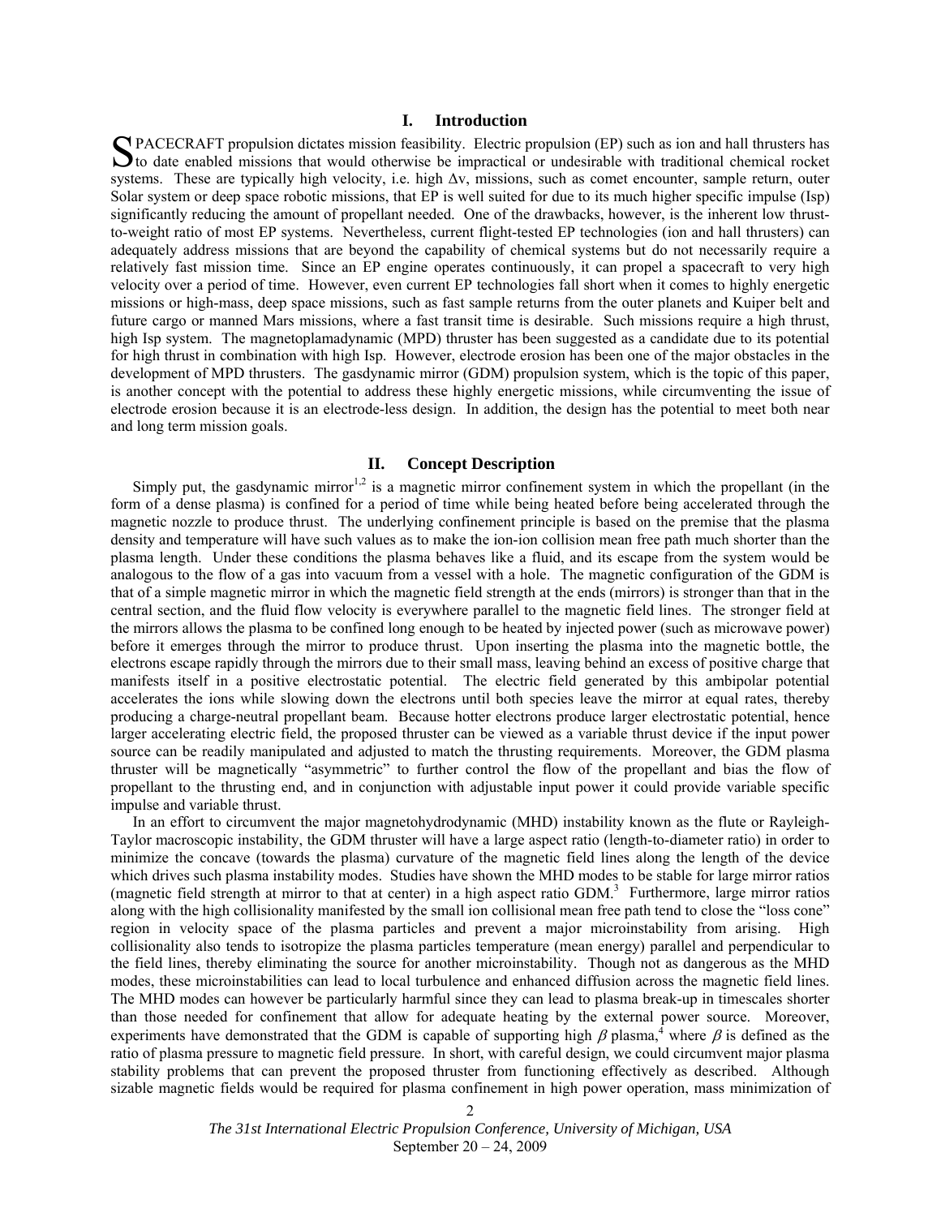## I. Introduction

SPACECRAFT propulsion dictates mission feasibility. Electric propulsion (EP) such as ion and hall thrusters has to date enabled missions that would otherwise be impractical or undesirable with traditional chemical rocket systems. These are typically high velocity, i.e. high $\Delta v$, missions, such as comet encounter, sample return, outer Solar system or deep space robotic missions, that EP is well suited for due to its much higher specific impulse (Isp) significantly reducing the amount of propellant needed. One of the drawbacks, however, is the inherent low thrust-to-weight ratio of most EP systems. Nevertheless, current flight-tested EP technologies (ion and hall thrusters) can adequately address missions that are beyond the capability of chemical systems but do not necessarily require a relatively fast mission time. Since an EP engine operates continuously, it can propel a spacecraft to very high velocity over a period of time. However, even current EP technologies fall short when it comes to highly energetic missions or high-mass, deep space missions, such as fast sample returns from the outer planets and Kuiper belt and future cargo or manned Mars missions, where a fast transit time is desirable. Such missions require a high thrust, high Isp system. The magnetoplamadynamic (MPD) thruster has been suggested as a candidate due to its potential for high thrust in combination with high Isp. However, electrode erosion has been one of the major obstacles in the development of MPD thrusters. The gasdynamic mirror (GDM) propulsion system, which is the topic of this paper, is another concept with the potential to address these highly energetic missions, while circumventing the issue of electrode erosion because it is an electrode-less design. In addition, the design has the potential to meet both near and long term mission goals.

## II. Concept Description

Simply put, the gasdynamic mirror[1,2] is a magnetic mirror confinement system in which the propellant (in the form of a dense plasma) is confined for a period of time while being heated before being accelerated through the magnetic nozzle to produce thrust. The underlying confinement principle is based on the premise that the plasma density and temperature will have such values as to make the ion-ion collision mean free path much shorter than the plasma length. Under these conditions the plasma behaves like a fluid, and its escape from the system would be analogous to the flow of a gas into vacuum from a vessel with a hole. The magnetic configuration of the GDM is that of a simple magnetic mirror in which the magnetic field strength at the ends (mirrors) is stronger than that in the central section, and the fluid flow velocity is everywhere parallel to the magnetic field lines. The stronger field at the mirrors allows the plasma to be confined long enough to be heated by injected power (such as microwave power) before it emerges through the mirror to produce thrust. Upon inserting the plasma into the magnetic bottle, the electrons escape rapidly through the mirrors due to their small mass, leaving behind an excess of positive charge that manifests itself in a positive electrostatic potential. The electric field generated by this ambipolar potential accelerates the ions while slowing down the electrons until both species leave the mirror at equal rates, thereby producing a charge-neutral propellant beam. Because hotter electrons produce larger electrostatic potential, hence larger accelerating electric field, the proposed thruster can be viewed as a variable thrust device if the input power source can be readily manipulated and adjusted to match the thrusting requirements. Moreover, the GDM plasma thruster will be magnetically "asymmetric" to further control the flow of the propellant and bias the flow of propellant to the thrusting end, and in conjunction with adjustable input power it could provide variable specific impulse and variable thrust.

In an effort to circumvent the major magnetohydrodynamic (MHD) instability known as the flute or Rayleigh-Taylor macroscopic instability, the GDM thruster will have a large aspect ratio (length-to-diameter ratio) in order to minimize the concave (towards the plasma) curvature of the magnetic field lines along the length of the device which drives such plasma instability modes. Studies have shown the MHD modes to be stable for large mirror ratios (magnetic field strength at mirror to that at center) in a high aspect ratio GDM.[3] Furthermore, large mirror ratios along with the high collisionality manifested by the small ion collisional mean free path tend to close the "loss cone" region in velocity space of the plasma particles and prevent a major microinstability from arising. High collisionality also tends to isotropize the plasma particles temperature (mean energy) parallel and perpendicular to the field lines, thereby eliminating the source for another microinstability. Though not as dangerous as the MHD modes, these microinstabilities can lead to local turbulence and enhanced diffusion across the magnetic field lines. The MHD modes can however be particularly harmful since they can lead to plasma break-up in timescales shorter than those needed for confinement that allow for adequate heating by the external power source. Moreover, experiments have demonstrated that the GDM is capable of supporting high $\beta$ plasma,[4] where $\beta$ is defined as the ratio of plasma pressure to magnetic field pressure. In short, with careful design, we could circumvent major plasma stability problems that can prevent the proposed thruster from functioning effectively as described. Although sizable magnetic fields would be required for plasma confinement in high power operation, mass minimization of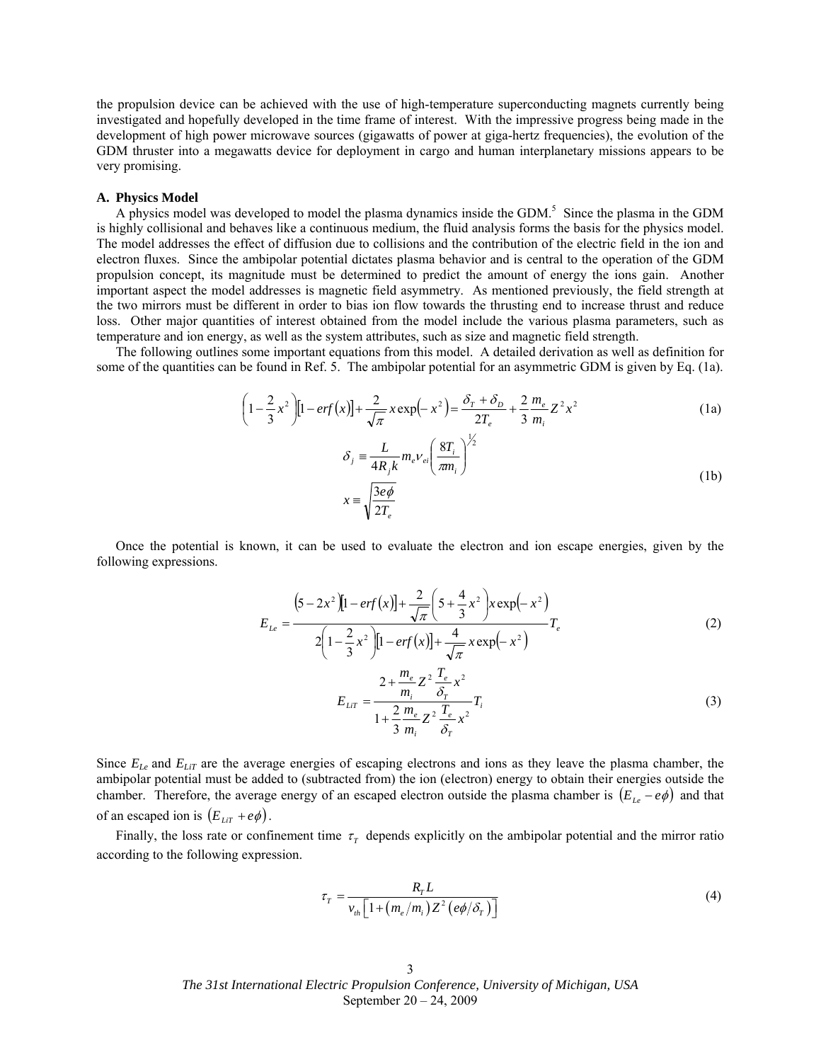the propulsion device can be achieved with the use of high-temperature superconducting magnets currently being investigated and hopefully developed in the time frame of interest. With the impressive progress being made in the development of high power microwave sources (gigawatts of power at giga-hertz frequencies), the evolution of the GDM thruster into a megawatts device for deployment in cargo and human interplanetary missions appears to be very promising.

### A. Physics Model

A physics model was developed to model the plasma dynamics inside the GDM.[5] Since the plasma in the GDM is highly collisional and behaves like a continuous medium, the fluid analysis forms the basis for the physics model. The model addresses the effect of diffusion due to collisions and the contribution of the electric field in the ion and electron fluxes. Since the ambipolar potential dictates plasma behavior and is central to the operation of the GDM propulsion concept, its magnitude must be determined to predict the amount of energy the ions gain. Another important aspect the model addresses is magnetic field asymmetry. As mentioned previously, the field strength at the two mirrors must be different in order to bias ion flow towards the thrusting end to increase thrust and reduce loss. Other major quantities of interest obtained from the model include the various plasma parameters, such as temperature and ion energy, as well as the system attributes, such as size and magnetic field strength.

The following outlines some important equations from this model. A detailed derivation as well as definition for some of the quantities can be found in Ref. 5. The ambipolar potential for an asymmetric GDM is given by Eq. (1a).

$$\left(1-\frac{2}{3}x^2\right)\left[1-erf(x)\right]+\frac{2}{\sqrt{\pi}}x\exp\left(-x^2\right)=\frac{\delta_T+\delta_D}{2T_e}+\frac{2}{3}\frac{m_e}{m_i}Z^2x^2 \tag{1a}$$

$$\delta_j \equiv \frac{L}{4R_j k}m_e\nu_{ei}\left(\frac{8T_i}{\pi m_i}\right)^{1/2}$$
$$x \equiv \sqrt{\frac{3e\phi}{2T_e}} \tag{1b}$$

Once the potential is known, it can be used to evaluate the electron and ion escape energies, given by the following expressions.

$$E_{Le}=\frac{\left(5-2x^2\right)\left[1-erf(x)\right]+\frac{2}{\sqrt{\pi}}\left(5+\frac{4}{3}x^2\right)x\exp\left(-x^2\right)}{2\left(1-\frac{2}{3}x^2\right)\left[1-erf(x)\right]+\frac{4}{\sqrt{\pi}}x\exp\left(-x^2\right)}T_e \tag{2}$$

$$E_{LiT}=\frac{2+\frac{m_e}{m_i}Z^2\frac{T_e}{\delta_T}x^2}{1+\frac{2}{3}\frac{m_e}{m_i}Z^2\frac{T_e}{\delta_T}x^2}T_i \tag{3}$$

Since $E_{Le}$ and $E_{LiT}$ are the average energies of escaping electrons and ions as they leave the plasma chamber, the ambipolar potential must be added to (subtracted from) the ion (electron) energy to obtain their energies outside the chamber. Therefore, the average energy of an escaped electron outside the plasma chamber is $\left(E_{Le}-e\phi\right)$ and that of an escaped ion is $\left(E_{LiT}+e\phi\right)$.

Finally, the loss rate or confinement time $\tau_T$ depends explicitly on the ambipolar potential and the mirror ratio according to the following expression.

$$\tau_T=\frac{R_T L}{v_{th}\left[1+\left(m_e/m_i\right)Z^2\left(e\phi/\delta_T\right)\right]} \tag{4}$$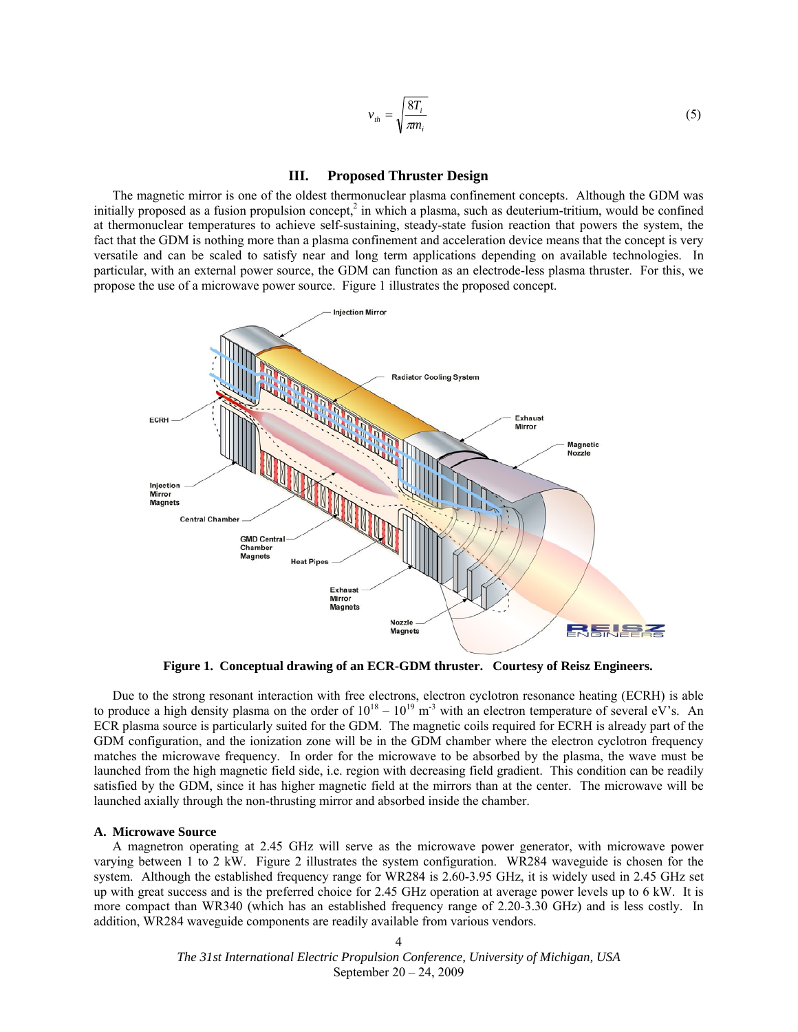$$v_{th} = \sqrt{\frac{8T_i}{\pi m_i}} \tag{5}$$

## III. Proposed Thruster Design

The magnetic mirror is one of the oldest thermonuclear plasma confinement concepts. Although the GDM was initially proposed as a fusion propulsion concept,[2] in which a plasma, such as deuterium-tritium, would be confined at thermonuclear temperatures to achieve self-sustaining, steady-state fusion reaction that powers the system, the fact that the GDM is nothing more than a plasma confinement and acceleration device means that the concept is very versatile and can be scaled to satisfy near and long term applications depending on available technologies. In particular, with an external power source, the GDM can function as an electrode-less plasma thruster. For this, we propose the use of a microwave power source. Figure 1 illustrates the proposed concept.

**Figure 1. Conceptual drawing of an ECR-GDM thruster. Courtesy of Reisz Engineers.**

Due to the strong resonant interaction with free electrons, electron cyclotron resonance heating (ECRH) is able to produce a high density plasma on the order of $10^{18} - 10^{19}$ m$^{-3}$ with an electron temperature of several eV's. An ECR plasma source is particularly suited for the GDM. The magnetic coils required for ECRH is already part of the GDM configuration, and the ionization zone will be in the GDM chamber where the electron cyclotron frequency matches the microwave frequency. In order for the microwave to be absorbed by the plasma, the wave must be launched from the high magnetic field side, i.e. region with decreasing field gradient. This condition can be readily satisfied by the GDM, since it has higher magnetic field at the mirrors than at the center. The microwave will be launched axially through the non-thrusting mirror and absorbed inside the chamber.

### A. Microwave Source

A magnetron operating at 2.45 GHz will serve as the microwave power generator, with microwave power varying between 1 to 2 kW. Figure 2 illustrates the system configuration. WR284 waveguide is chosen for the system. Although the established frequency range for WR284 is 2.60-3.95 GHz, it is widely used in 2.45 GHz set up with great success and is the preferred choice for 2.45 GHz operation at average power levels up to 6 kW. It is more compact than WR340 (which has an established frequency range of 2.20-3.30 GHz) and is less costly. In addition, WR284 waveguide components are readily available from various vendors.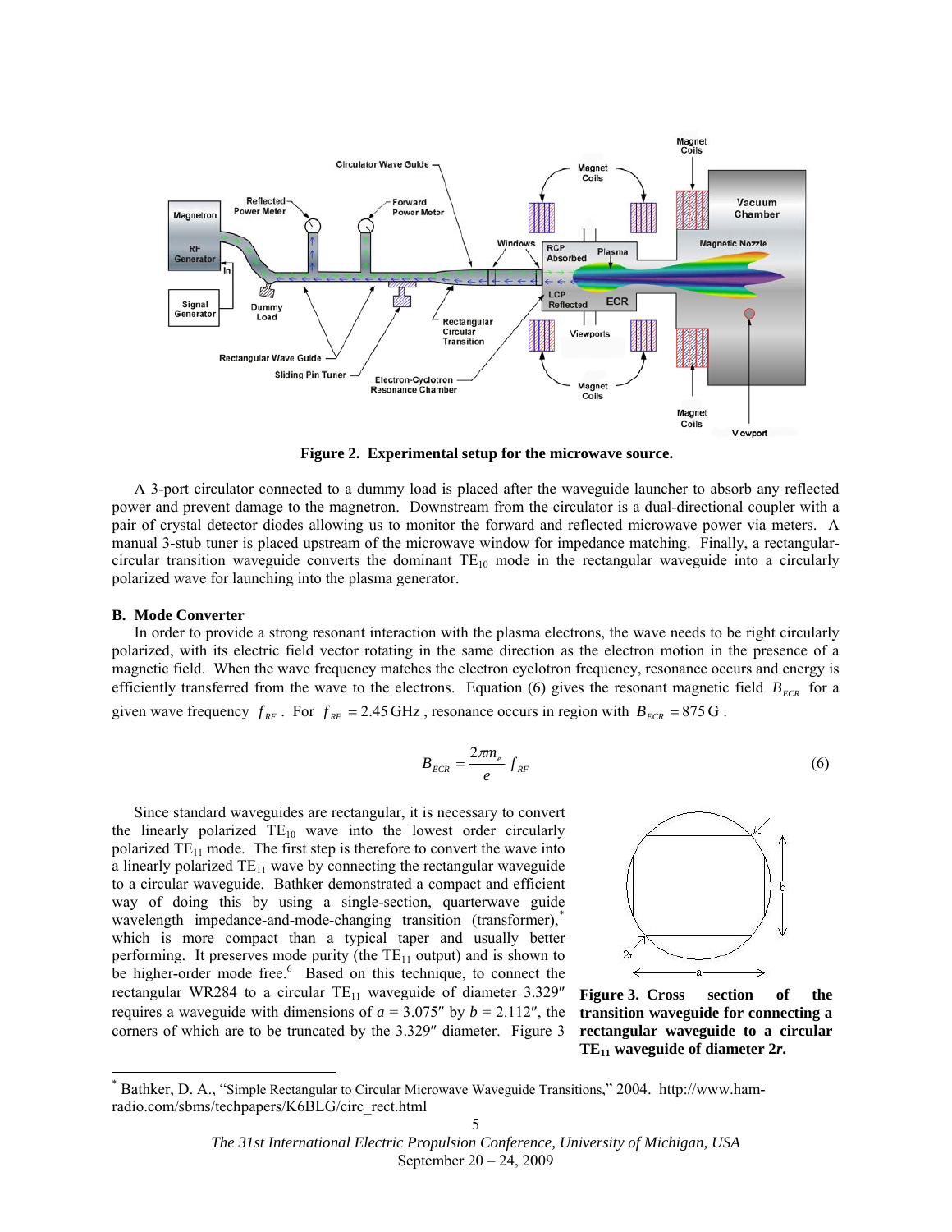Figure 2. Experimental setup for the microwave source.

A 3-port circulator connected to a dummy load is placed after the waveguide launcher to absorb any reflected power and prevent damage to the magnetron. Downstream from the circulator is a dual-directional coupler with a pair of crystal detector diodes allowing us to monitor the forward and reflected microwave power via meters. A manual 3-stub tuner is placed upstream of the microwave window for impedance matching. Finally, a rectangular-circular transition waveguide converts the dominant $TE_{10}$ mode in the rectangular waveguide into a circularly polarized wave for launching into the plasma generator.

### B. Mode Converter

In order to provide a strong resonant interaction with the plasma electrons, the wave needs to be right circularly polarized, with its electric field vector rotating in the same direction as the electron motion in the presence of a magnetic field. When the wave frequency matches the electron cyclotron frequency, resonance occurs and energy is efficiently transferred from the wave to the electrons. Equation (6) gives the resonant magnetic field $B_{ECR}$ for a given wave frequency $f_{RF}$. For $f_{RF} = 2.45\,\text{GHz}$, resonance occurs in region with $B_{ECR} = 875\,\text{G}$.

$$B_{ECR} = \frac{2\pi m_e}{e} f_{RF} \tag{6}$$

Since standard waveguides are rectangular, it is necessary to convert the linearly polarized $TE_{10}$ wave into the lowest order circularly polarized $TE_{11}$ mode. The first step is therefore to convert the wave into a linearly polarized $TE_{11}$ wave by connecting the rectangular waveguide to a circular waveguide. Bathker demonstrated a compact and efficient way of doing this by using a single-section, quarterwave guide wavelength impedance-and-mode-changing transition (transformer),* which is more compact than a typical taper and usually better performing. It preserves mode purity (the $TE_{11}$ output) and is shown to be higher-order mode free.[6] Based on this technique, to connect the rectangular WR284 to a circular $TE_{11}$ waveguide of diameter 3.329″ requires a waveguide with dimensions of $a$ = 3.075″ by $b$ = 2.112″, the corners of which are to be truncated by the 3.329″ diameter. Figure 3

**Figure 3. Cross section of the transition waveguide for connecting a rectangular waveguide to a circular $TE_{11}$ waveguide of diameter $2r$.**

---

* Bathker, D. A., "Simple Rectangular to Circular Microwave Waveguide Transitions," 2004. http://www.ham-radio.com/sbms/techpapers/K6BLG/circ_rect.html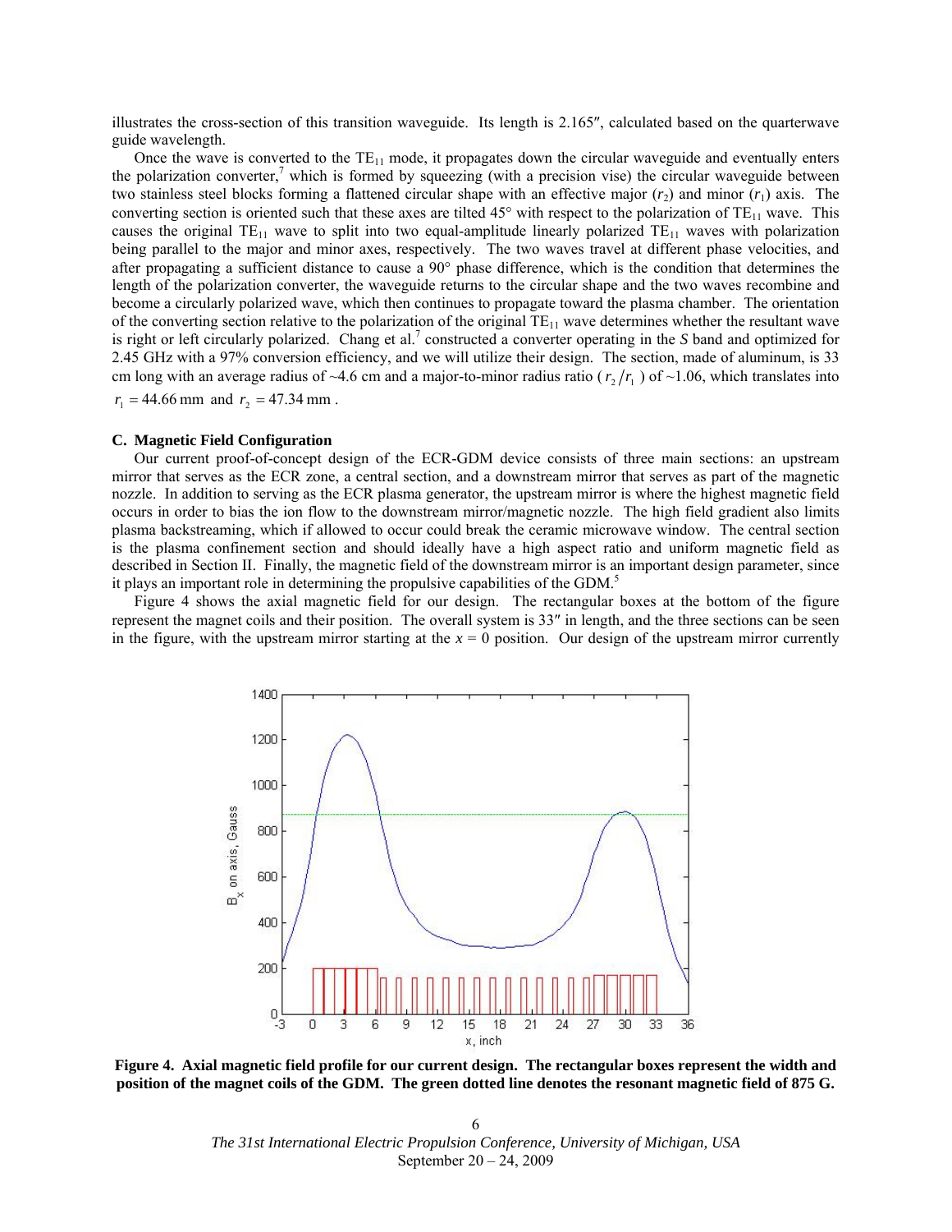illustrates the cross-section of this transition waveguide. Its length is 2.165″, calculated based on the quarterwave guide wavelength.

Once the wave is converted to the $TE_{11}$ mode, it propagates down the circular waveguide and eventually enters the polarization converter,[7] which is formed by squeezing (with a precision vise) the circular waveguide between two stainless steel blocks forming a flattened circular shape with an effective major ($r_2$) and minor ($r_1$) axis. The converting section is oriented such that these axes are tilted 45° with respect to the polarization of $TE_{11}$ wave. This causes the original $TE_{11}$ wave to split into two equal-amplitude linearly polarized $TE_{11}$ waves with polarization being parallel to the major and minor axes, respectively. The two waves travel at different phase velocities, and after propagating a sufficient distance to cause a 90° phase difference, which is the condition that determines the length of the polarization converter, the waveguide returns to the circular shape and the two waves recombine and become a circularly polarized wave, which then continues to propagate toward the plasma chamber. The orientation of the converting section relative to the polarization of the original $TE_{11}$ wave determines whether the resultant wave is right or left circularly polarized. Chang et al.[7] constructed a converter operating in the *S* band and optimized for 2.45 GHz with a 97% conversion efficiency, and we will utilize their design. The section, made of aluminum, is 33 cm long with an average radius of ~4.6 cm and a major-to-minor radius ratio ($r_2/r_1$) of ~1.06, which translates into $r_1 = 44.66\text{ mm}$ and $r_2 = 47.34\text{ mm}$.

### C. Magnetic Field Configuration

Our current proof-of-concept design of the ECR-GDM device consists of three main sections: an upstream mirror that serves as the ECR zone, a central section, and a downstream mirror that serves as part of the magnetic nozzle. In addition to serving as the ECR plasma generator, the upstream mirror is where the highest magnetic field occurs in order to bias the ion flow to the downstream mirror/magnetic nozzle. The high field gradient also limits plasma backstreaming, which if allowed to occur could break the ceramic microwave window. The central section is the plasma confinement section and should ideally have a high aspect ratio and uniform magnetic field as described in Section II. Finally, the magnetic field of the downstream mirror is an important design parameter, since it plays an important role in determining the propulsive capabilities of the GDM.[5]

Figure 4 shows the axial magnetic field for our design. The rectangular boxes at the bottom of the figure represent the magnet coils and their position. The overall system is 33″ in length, and the three sections can be seen in the figure, with the upstream mirror starting at the $x = 0$ position. Our design of the upstream mirror currently

**Figure 4. Axial magnetic field profile for our current design. The rectangular boxes represent the width and position of the magnet coils of the GDM. The green dotted line denotes the resonant magnetic field of 875 G.**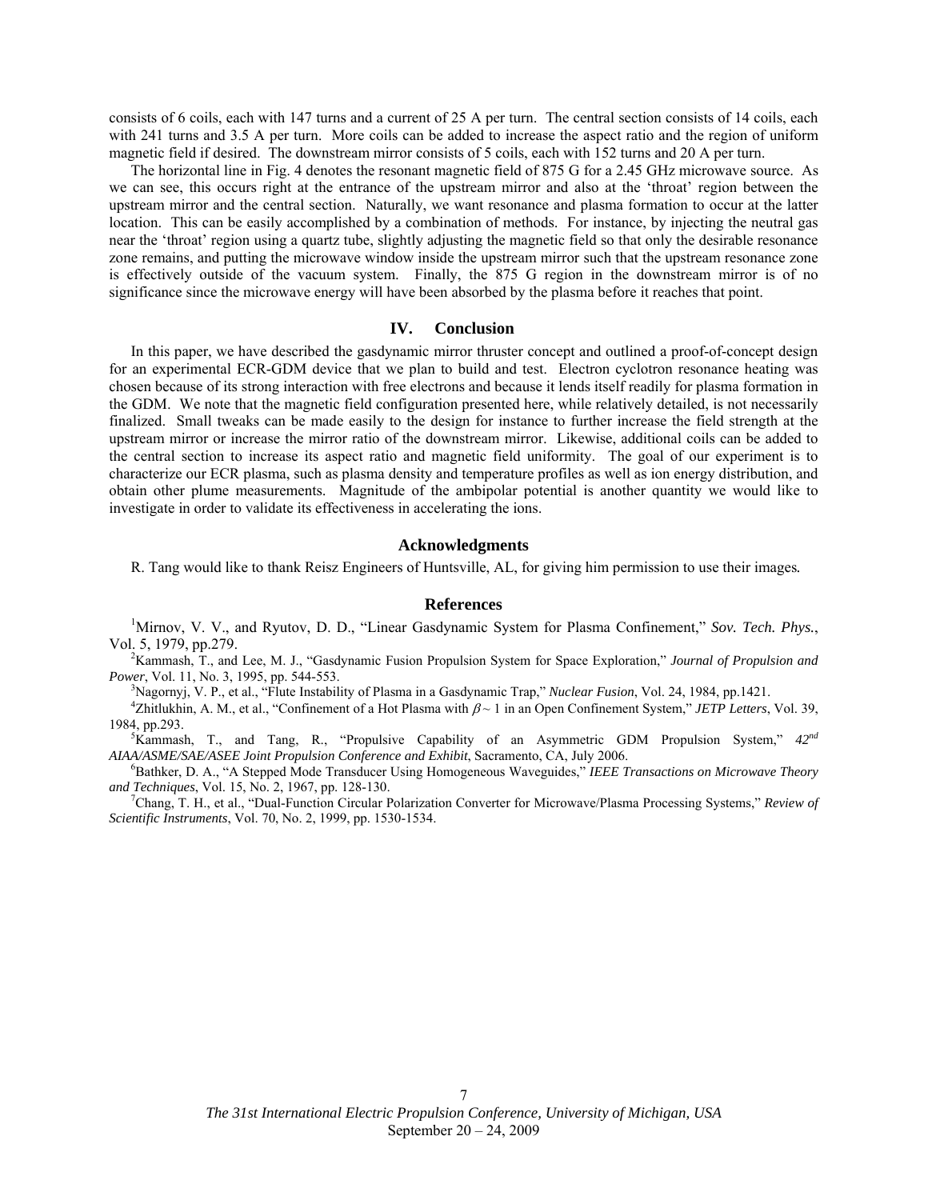consists of 6 coils, each with 147 turns and a current of 25 A per turn. The central section consists of 14 coils, each with 241 turns and 3.5 A per turn. More coils can be added to increase the aspect ratio and the region of uniform magnetic field if desired. The downstream mirror consists of 5 coils, each with 152 turns and 20 A per turn.

The horizontal line in Fig. 4 denotes the resonant magnetic field of 875 G for a 2.45 GHz microwave source. As we can see, this occurs right at the entrance of the upstream mirror and also at the 'throat' region between the upstream mirror and the central section. Naturally, we want resonance and plasma formation to occur at the latter location. This can be easily accomplished by a combination of methods. For instance, by injecting the neutral gas near the 'throat' region using a quartz tube, slightly adjusting the magnetic field so that only the desirable resonance zone remains, and putting the microwave window inside the upstream mirror such that the upstream resonance zone is effectively outside of the vacuum system. Finally, the 875 G region in the downstream mirror is of no significance since the microwave energy will have been absorbed by the plasma before it reaches that point.

## IV. Conclusion

In this paper, we have described the gasdynamic mirror thruster concept and outlined a proof-of-concept design for an experimental ECR-GDM device that we plan to build and test. Electron cyclotron resonance heating was chosen because of its strong interaction with free electrons and because it lends itself readily for plasma formation in the GDM. We note that the magnetic field configuration presented here, while relatively detailed, is not necessarily finalized. Small tweaks can be made easily to the design for instance to further increase the field strength at the upstream mirror or increase the mirror ratio of the downstream mirror. Likewise, additional coils can be added to the central section to increase its aspect ratio and magnetic field uniformity. The goal of our experiment is to characterize our ECR plasma, such as plasma density and temperature profiles as well as ion energy distribution, and obtain other plume measurements. Magnitude of the ambipolar potential is another quantity we would like to investigate in order to validate its effectiveness in accelerating the ions.

## Acknowledgments

R. Tang would like to thank Reisz Engineers of Huntsville, AL, for giving him permission to use their images.

## References

[1] Mirnov, V. V., and Ryutov, D. D., "Linear Gasdynamic System for Plasma Confinement," *Sov. Tech. Phys.*, Vol. 5, 1979, pp.279.

[2] Kammash, T., and Lee, M. J., "Gasdynamic Fusion Propulsion System for Space Exploration," *Journal of Propulsion and Power*, Vol. 11, No. 3, 1995, pp. 544-553.

[3] Nagornyj, V. P., et al., "Flute Instability of Plasma in a Gasdynamic Trap," *Nuclear Fusion*, Vol. 24, 1984, pp.1421.

[4] Zhitlukhin, A. M., et al., "Confinement of a Hot Plasma with $\beta \sim 1$ in an Open Confinement System," *JETP Letters*, Vol. 39, 1984, pp.293.

[5] Kammash, T., and Tang, R., "Propulsive Capability of an Asymmetric GDM Propulsion System," *42nd AIAA/ASME/SAE/ASEE Joint Propulsion Conference and Exhibit*, Sacramento, CA, July 2006.

[6] Bathker, D. A., "A Stepped Mode Transducer Using Homogeneous Waveguides," *IEEE Transactions on Microwave Theory and Techniques*, Vol. 15, No. 2, 1967, pp. 128-130.

[7] Chang, T. H., et al., "Dual-Function Circular Polarization Converter for Microwave/Plasma Processing Systems," *Review of Scientific Instruments*, Vol. 70, No. 2, 1999, pp. 1530-1534.